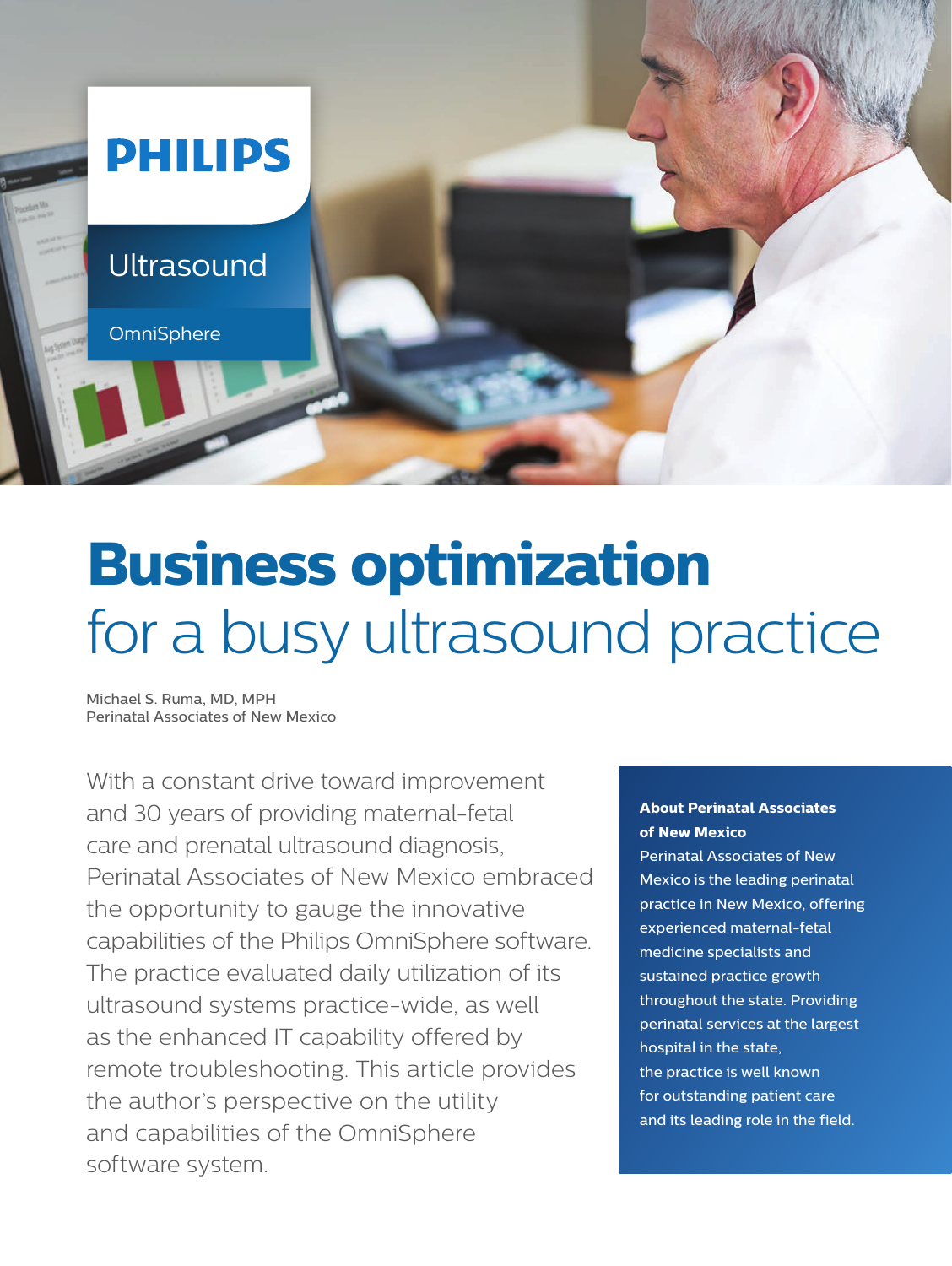PHILIPS

Ultrasound

OmniSphere

# Business optimization for a busy ultrasound practice

Michael S. Ruma, MD, MPH
Perinatal Associates of New Mexico

With a constant drive toward improvement and 30 years of providing maternal-fetal care and prenatal ultrasound diagnosis, Perinatal Associates of New Mexico embraced the opportunity to gauge the innovative capabilities of the Philips OmniSphere software. The practice evaluated daily utilization of its ultrasound systems practice-wide, as well as the enhanced IT capability offered by remote troubleshooting. This article provides the author's perspective on the utility and capabilities of the OmniSphere software system.

**About Perinatal Associates of New Mexico**

Perinatal Associates of New Mexico is the leading perinatal practice in New Mexico, offering experienced maternal-fetal medicine specialists and sustained practice growth throughout the state. Providing perinatal services at the largest hospital in the state, the practice is well known for outstanding patient care and its leading role in the field.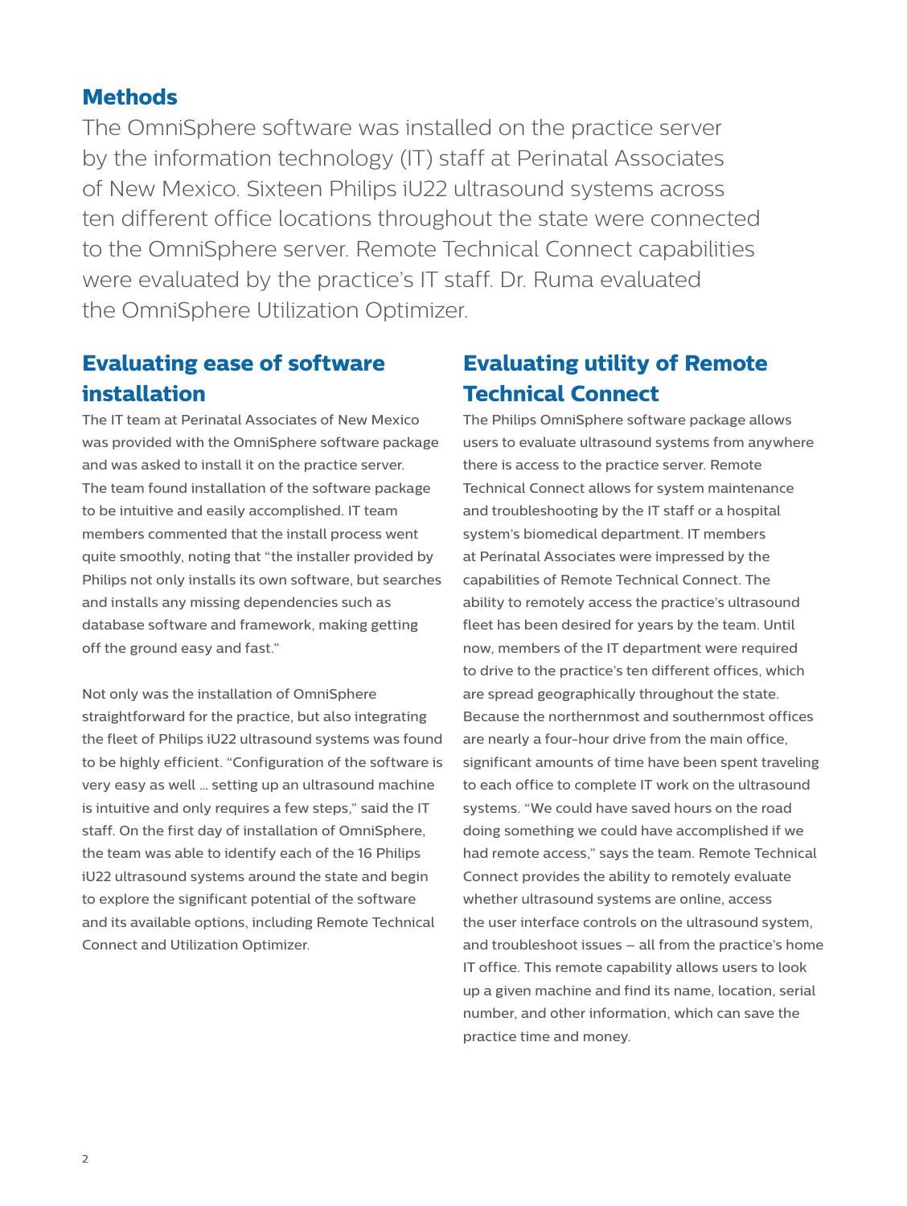## Methods

The OmniSphere software was installed on the practice server by the information technology (IT) staff at Perinatal Associates of New Mexico. Sixteen Philips iU22 ultrasound systems across ten different office locations throughout the state were connected to the OmniSphere server. Remote Technical Connect capabilities were evaluated by the practice's IT staff. Dr. Ruma evaluated the OmniSphere Utilization Optimizer.

## Evaluating ease of software installation

The IT team at Perinatal Associates of New Mexico was provided with the OmniSphere software package and was asked to install it on the practice server. The team found installation of the software package to be intuitive and easily accomplished. IT team members commented that the install process went quite smoothly, noting that "the installer provided by Philips not only installs its own software, but searches and installs any missing dependencies such as database software and framework, making getting off the ground easy and fast."

Not only was the installation of OmniSphere straightforward for the practice, but also integrating the fleet of Philips iU22 ultrasound systems was found to be highly efficient. "Configuration of the software is very easy as well … setting up an ultrasound machine is intuitive and only requires a few steps," said the IT staff. On the first day of installation of OmniSphere, the team was able to identify each of the 16 Philips iU22 ultrasound systems around the state and begin to explore the significant potential of the software and its available options, including Remote Technical Connect and Utilization Optimizer.

## Evaluating utility of Remote Technical Connect

The Philips OmniSphere software package allows users to evaluate ultrasound systems from anywhere there is access to the practice server. Remote Technical Connect allows for system maintenance and troubleshooting by the IT staff or a hospital system's biomedical department. IT members at Perinatal Associates were impressed by the capabilities of Remote Technical Connect. The ability to remotely access the practice's ultrasound fleet has been desired for years by the team. Until now, members of the IT department were required to drive to the practice's ten different offices, which are spread geographically throughout the state. Because the northernmost and southernmost offices are nearly a four-hour drive from the main office, significant amounts of time have been spent traveling to each office to complete IT work on the ultrasound systems. "We could have saved hours on the road doing something we could have accomplished if we had remote access," says the team. Remote Technical Connect provides the ability to remotely evaluate whether ultrasound systems are online, access the user interface controls on the ultrasound system, and troubleshoot issues – all from the practice's home IT office. This remote capability allows users to look up a given machine and find its name, location, serial number, and other information, which can save the practice time and money.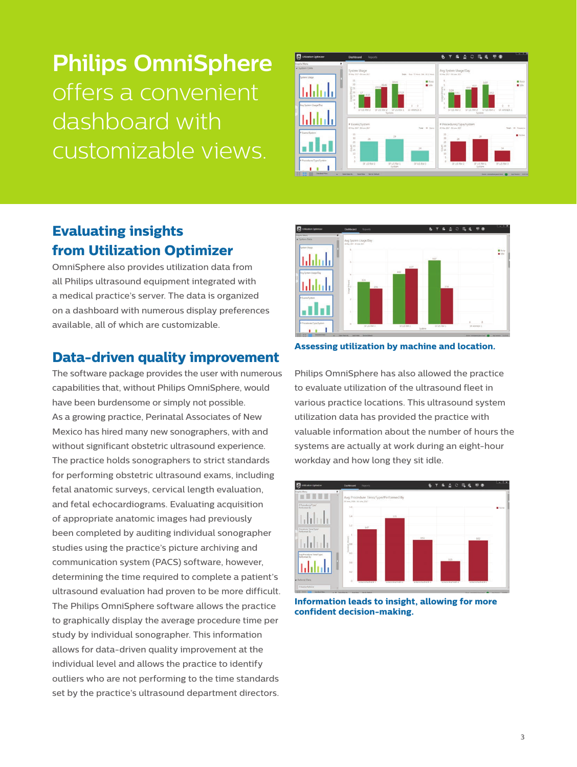# Philips OmniSphere offers a convenient dashboard with customizable views.

## Evaluating insights from Utilization Optimizer

OmniSphere also provides utilization data from all Philips ultrasound equipment integrated with a medical practice's server. The data is organized on a dashboard with numerous display preferences available, all of which are customizable.

## Data-driven quality improvement

The software package provides the user with numerous capabilities that, without Philips OmniSphere, would have been burdensome or simply not possible. As a growing practice, Perinatal Associates of New Mexico has hired many new sonographers, with and without significant obstetric ultrasound experience. The practice holds sonographers to strict standards for performing obstetric ultrasound exams, including fetal anatomic surveys, cervical length evaluation, and fetal echocardiograms. Evaluating acquisition of appropriate anatomic images had previously been completed by auditing individual sonographer studies using the practice's picture archiving and communication system (PACS) software, however, determining the time required to complete a patient's ultrasound evaluation had proven to be more difficult. The Philips OmniSphere software allows the practice to graphically display the average procedure time per study by individual sonographer. This information allows for data-driven quality improvement at the individual level and allows the practice to identify outliers who are not performing to the time standards set by the practice's ultrasound department directors.

**Assessing utilization by machine and location.**

Philips OmniSphere has also allowed the practice to evaluate utilization of the ultrasound fleet in various practice locations. This ultrasound system utilization data has provided the practice with valuable information about the number of hours the systems are actually at work during an eight-hour workday and how long they sit idle.

**Information leads to insight, allowing for more confident decision-making.**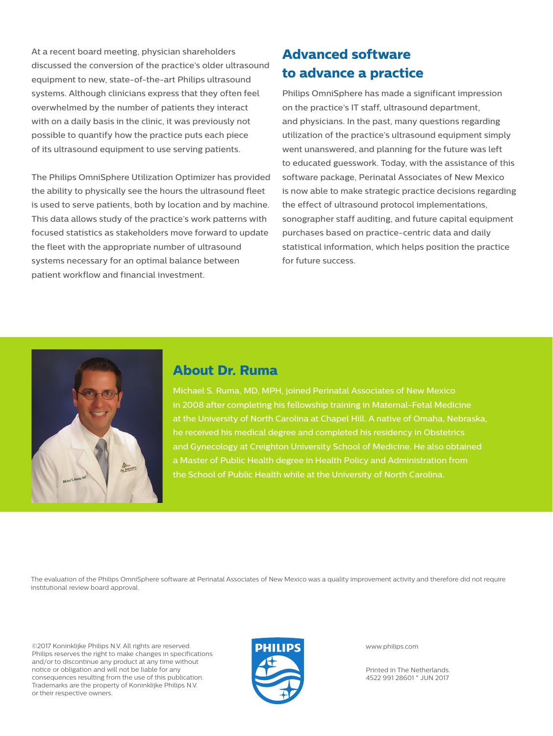At a recent board meeting, physician shareholders discussed the conversion of the practice's older ultrasound equipment to new, state-of-the-art Philips ultrasound systems. Although clinicians express that they often feel overwhelmed by the number of patients they interact with on a daily basis in the clinic, it was previously not possible to quantify how the practice puts each piece of its ultrasound equipment to use serving patients.

The Philips OmniSphere Utilization Optimizer has provided the ability to physically see the hours the ultrasound fleet is used to serve patients, both by location and by machine. This data allows study of the practice's work patterns with focused statistics as stakeholders move forward to update the fleet with the appropriate number of ultrasound systems necessary for an optimal balance between patient workflow and financial investment.

## Advanced software to advance a practice

Philips OmniSphere has made a significant impression on the practice's IT staff, ultrasound department, and physicians. In the past, many questions regarding utilization of the practice's ultrasound equipment simply went unanswered, and planning for the future was left to educated guesswork. Today, with the assistance of this software package, Perinatal Associates of New Mexico is now able to make strategic practice decisions regarding the effect of ultrasound protocol implementations, sonographer staff auditing, and future capital equipment purchases based on practice-centric data and daily statistical information, which helps position the practice for future success.

## About Dr. Ruma

Michael S. Ruma, MD, MPH, joined Perinatal Associates of New Mexico in 2008 after completing his fellowship training in Maternal-Fetal Medicine at the University of North Carolina at Chapel Hill. A native of Omaha, Nebraska, he received his medical degree and completed his residency in Obstetrics and Gynecology at Creighton University School of Medicine. He also obtained a Master of Public Health degree in Health Policy and Administration from the School of Public Health while at the University of North Carolina.

The evaluation of the Philips OmniSphere software at Perinatal Associates of New Mexico was a quality improvement activity and therefore did not require institutional review board approval.

©2017 Koninklijke Philips N.V. All rights are reserved. Philips reserves the right to make changes in specifications and/or to discontinue any product at any time without notice or obligation and will not be liable for any consequences resulting from the use of this publication. Trademarks are the property of Koninklijke Philips N.V. or their respective owners.

PHILIPS

www.philips.com

Printed in The Netherlands.
4522 991 28601 * JUN 2017